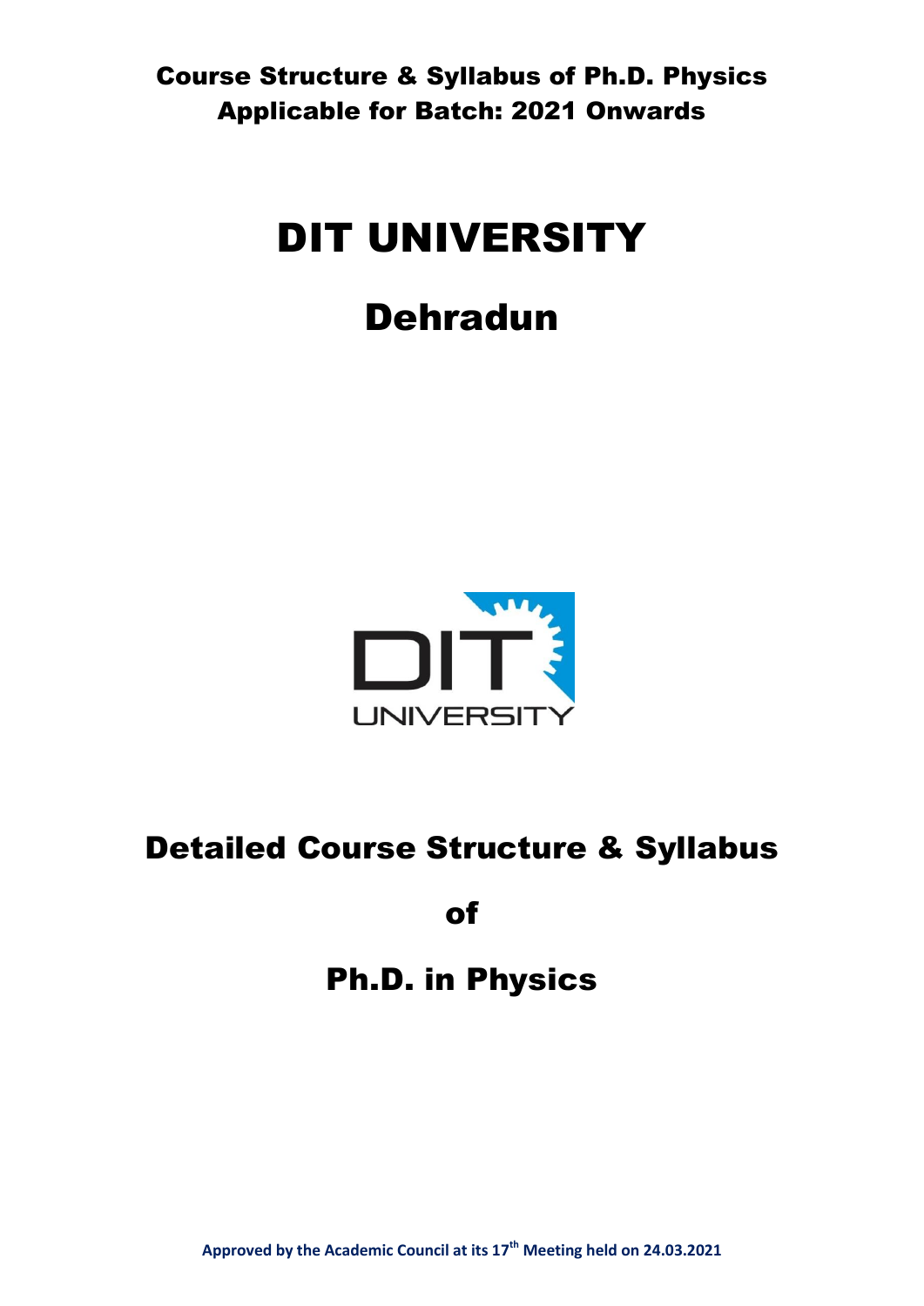**Course Structure & Syllabus of Ph.D. Physics**
**Applicable for Batch: 2021 Onwards**

# DIT UNIVERSITY

## Dehradun

# Detailed Course Structure & Syllabus

## of

## Ph.D. in Physics

**Approved by the Academic Council at its 17th Meeting held on 24.03.2021**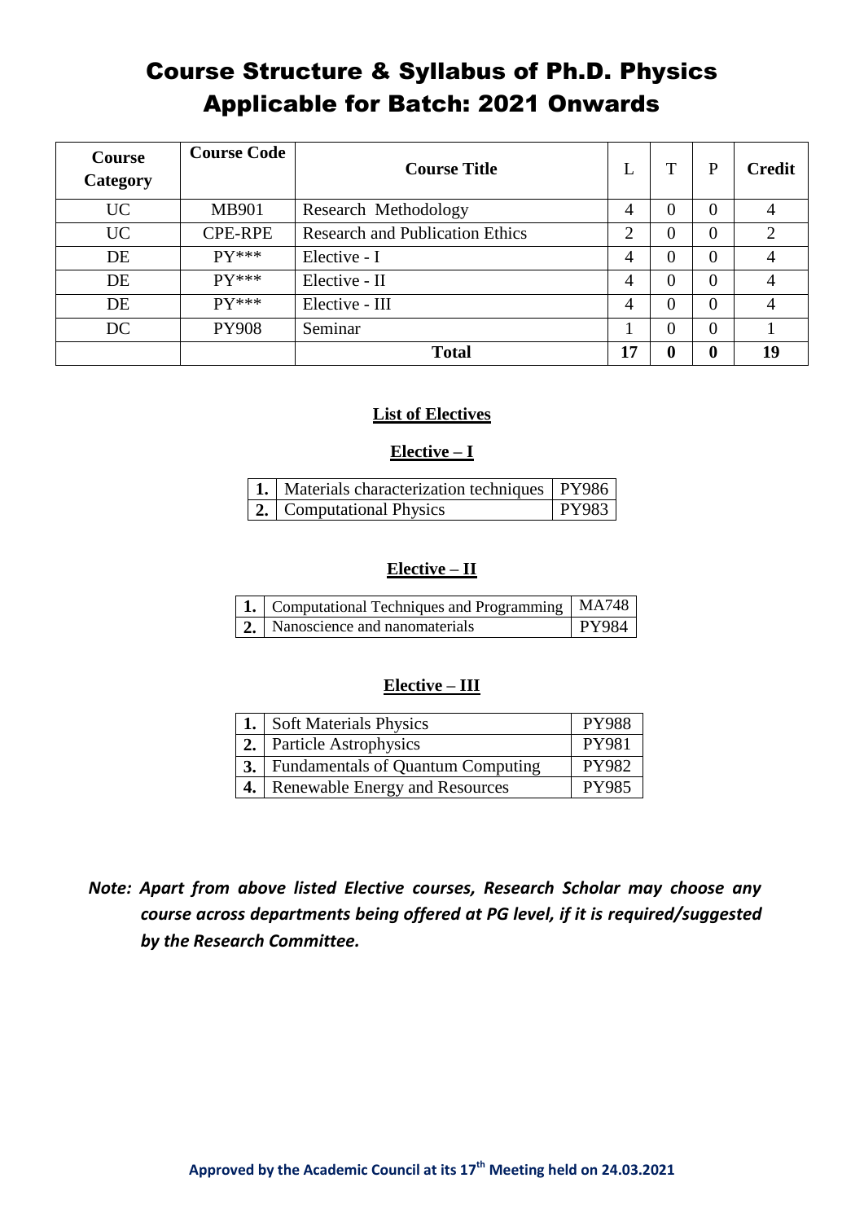# Course Structure & Syllabus of Ph.D. Physics
# Applicable for Batch: 2021 Onwards

| Course Category | Course Code | Course Title | L | T | P | Credit |
|---|---|---|---|---|---|---|
| UC | MB901 | Research Methodology | 4 | 0 | 0 | 4 |
| UC | CPE-RPE | Research and Publication Ethics | 2 | 0 | 0 | 2 |
| DE | PY*** | Elective - I | 4 | 0 | 0 | 4 |
| DE | PY*** | Elective - II | 4 | 0 | 0 | 4 |
| DE | PY*** | Elective - III | 4 | 0 | 0 | 4 |
| DC | PY908 | Seminar | 1 | 0 | 0 | 1 |
| | | **Total** | **17** | **0** | **0** | **19** |

## List of Electives

### Elective – I

| | | |
|---|---|---|
| **1.** | Materials characterization techniques | PY986 |
| **2.** | Computational Physics | PY983 |

### Elective – II

| | | |
|---|---|---|
| **1.** | Computational Techniques and Programming | MA748 |
| **2.** | Nanoscience and nanomaterials | PY984 |

### Elective – III

| | | |
|---|---|---|
| **1.** | Soft Materials Physics | PY988 |
| **2.** | Particle Astrophysics | PY981 |
| **3.** | Fundamentals of Quantum Computing | PY982 |
| **4.** | Renewable Energy and Resources | PY985 |

***Note: Apart from above listed Elective courses, Research Scholar may choose any course across departments being offered at PG level, if it is required/suggested by the Research Committee.***

**Approved by the Academic Council at its 17th Meeting held on 24.03.2021**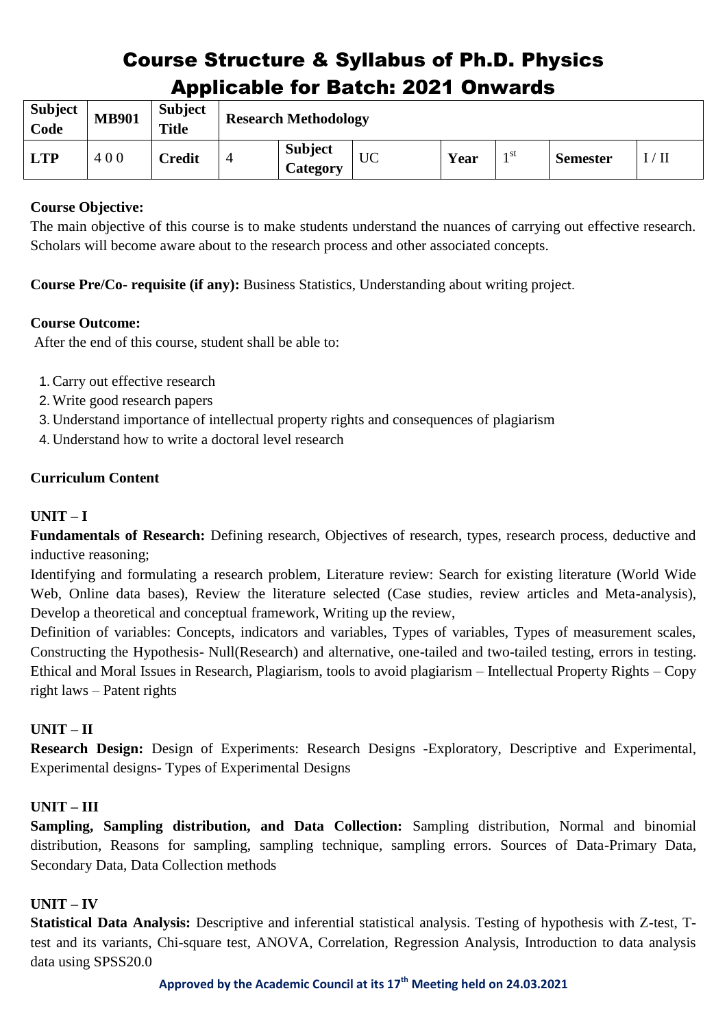# Course Structure & Syllabus of Ph.D. Physics
## Applicable for Batch: 2021 Onwards

| **Subject Code** | **MB901** | **Subject Title** | **Research Methodology** | | | | | | |
|---|---|---|---|---|---|---|---|---|---|
| **LTP** | 4 0 0 | **Credit** | 4 | **Subject Category** | UC | **Year** | 1st | **Semester** | I / II |

**Course Objective:**
The main objective of this course is to make students understand the nuances of carrying out effective research. Scholars will become aware about to the research process and other associated concepts.

**Course Pre/Co- requisite (if any):** Business Statistics, Understanding about writing project.

**Course Outcome:**
After the end of this course, student shall be able to:

1. Carry out effective research
2. Write good research papers
3. Understand importance of intellectual property rights and consequences of plagiarism
4. Understand how to write a doctoral level research

**Curriculum Content**

**UNIT – I**
**Fundamentals of Research:** Defining research, Objectives of research, types, research process, deductive and inductive reasoning;
Identifying and formulating a research problem, Literature review: Search for existing literature (World Wide Web, Online data bases), Review the literature selected (Case studies, review articles and Meta-analysis), Develop a theoretical and conceptual framework, Writing up the review,
Definition of variables: Concepts, indicators and variables, Types of variables, Types of measurement scales, Constructing the Hypothesis- Null(Research) and alternative, one-tailed and two-tailed testing, errors in testing.
Ethical and Moral Issues in Research, Plagiarism, tools to avoid plagiarism – Intellectual Property Rights – Copy right laws – Patent rights

**UNIT – II**
**Research Design:** Design of Experiments: Research Designs -Exploratory, Descriptive and Experimental, Experimental designs- Types of Experimental Designs

**UNIT – III**
**Sampling, Sampling distribution, and Data Collection:** Sampling distribution, Normal and binomial distribution, Reasons for sampling, sampling technique, sampling errors. Sources of Data-Primary Data, Secondary Data, Data Collection methods

**UNIT – IV**
**Statistical Data Analysis:** Descriptive and inferential statistical analysis. Testing of hypothesis with Z-test, T-test and its variants, Chi-square test, ANOVA, Correlation, Regression Analysis, Introduction to data analysis data using SPSS20.0

**Approved by the Academic Council at its 17th Meeting held on 24.03.2021**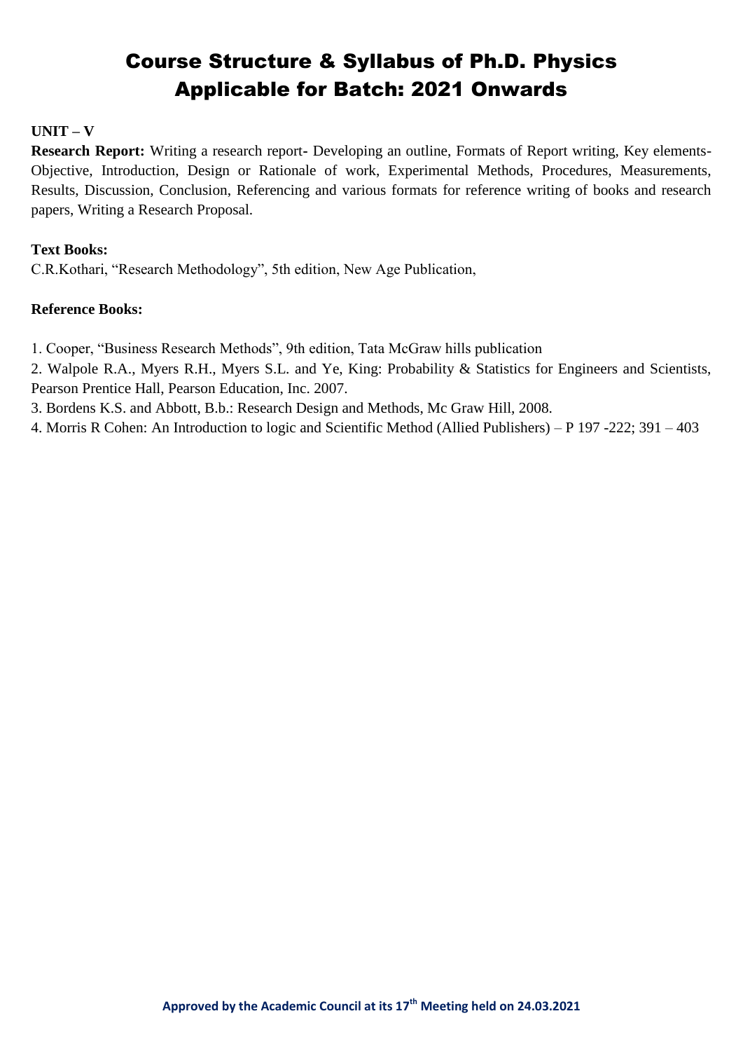**UNIT – V**

**Research Report:** Writing a research report- Developing an outline, Formats of Report writing, Key elements- Objective, Introduction, Design or Rationale of work, Experimental Methods, Procedures, Measurements, Results, Discussion, Conclusion, Referencing and various formats for reference writing of books and research papers, Writing a Research Proposal.

**Text Books:**

C.R.Kothari, "Research Methodology", 5th edition, New Age Publication,

**Reference Books:**

1. Cooper, "Business Research Methods", 9th edition, Tata McGraw hills publication
2. Walpole R.A., Myers R.H., Myers S.L. and Ye, King: Probability & Statistics for Engineers and Scientists, Pearson Prentice Hall, Pearson Education, Inc. 2007.
3. Bordens K.S. and Abbott, B.b.: Research Design and Methods, Mc Graw Hill, 2008.
4. Morris R Cohen: An Introduction to logic and Scientific Method (Allied Publishers) – P 197 -222; 391 – 403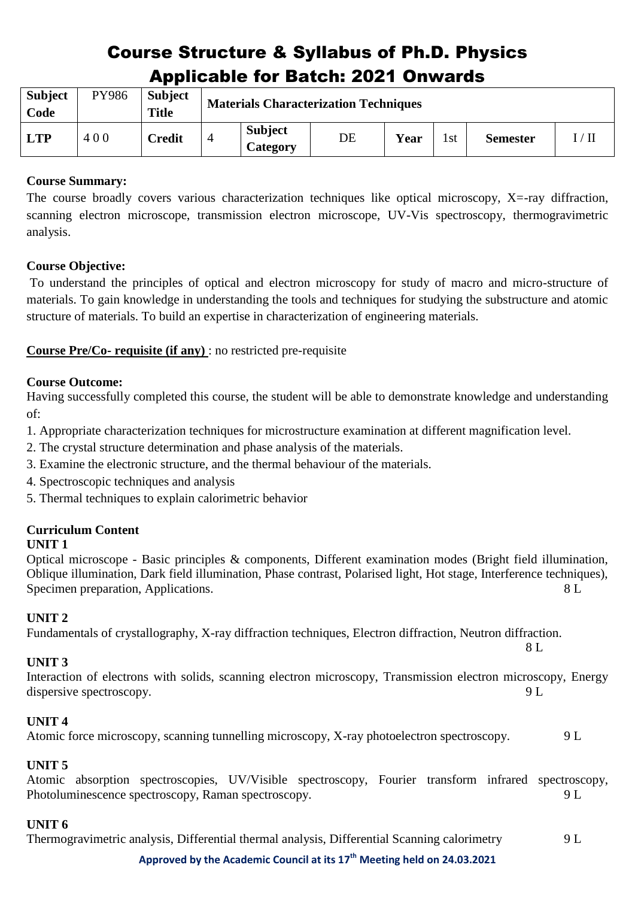# Course Structure & Syllabus of Ph.D. Physics
# Applicable for Batch: 2021 Onwards

| Subject Code | PY986 | Subject Title | Materials Characterization Techniques | | | | | |
|---|---|---|---|---|---|---|---|---|
| LTP | 4 0 0 | Credit | 4 | Subject Category | DE | Year | 1st | Semester | I / II |

**Course Summary:**

The course broadly covers various characterization techniques like optical microscopy, X=-ray diffraction, scanning electron microscope, transmission electron microscope, UV-Vis spectroscopy, thermogravimetric analysis.

**Course Objective:**

To understand the principles of optical and electron microscopy for study of macro and micro-structure of materials. To gain knowledge in understanding the tools and techniques for studying the substructure and atomic structure of materials. To build an expertise in characterization of engineering materials.

**Course Pre/Co- requisite (if any)** : no restricted pre-requisite

**Course Outcome:**

Having successfully completed this course, the student will be able to demonstrate knowledge and understanding of:

1. Appropriate characterization techniques for microstructure examination at different magnification level.
2. The crystal structure determination and phase analysis of the materials.
3. Examine the electronic structure, and the thermal behaviour of the materials.
4. Spectroscopic techniques and analysis
5. Thermal techniques to explain calorimetric behavior

**Curriculum Content**

**UNIT 1**

Optical microscope - Basic principles & components, Different examination modes (Bright field illumination, Oblique illumination, Dark field illumination, Phase contrast, Polarised light, Hot stage, Interference techniques), Specimen preparation, Applications. 8 L

**UNIT 2**

Fundamentals of crystallography, X-ray diffraction techniques, Electron diffraction, Neutron diffraction. 8 L

**UNIT 3**

Interaction of electrons with solids, scanning electron microscopy, Transmission electron microscopy, Energy dispersive spectroscopy. 9 L

**UNIT 4**

Atomic force microscopy, scanning tunnelling microscopy, X-ray photoelectron spectroscopy. 9 L

**UNIT 5**

Atomic absorption spectroscopies, UV/Visible spectroscopy, Fourier transform infrared spectroscopy, Photoluminescence spectroscopy, Raman spectroscopy. 9 L

**UNIT 6**

Thermogravimetric analysis, Differential thermal analysis, Differential Scanning calorimetry 9 L

**Approved by the Academic Council at its 17th Meeting held on 24.03.2021**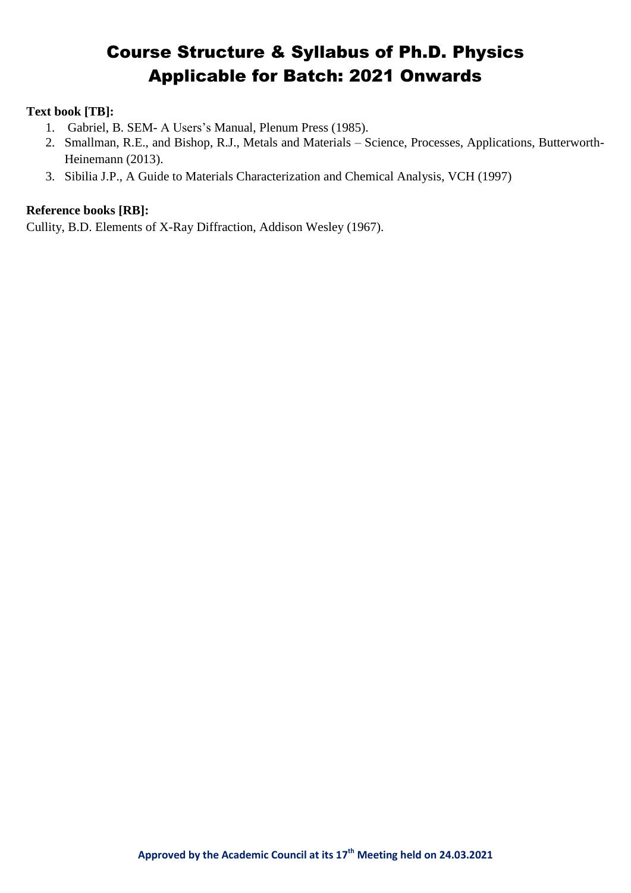**Text book [TB]:**

1. Gabriel, B. SEM- A Users's Manual, Plenum Press (1985).
2. Smallman, R.E., and Bishop, R.J., Metals and Materials – Science, Processes, Applications, Butterworth-Heinemann (2013).
3. Sibilia J.P., A Guide to Materials Characterization and Chemical Analysis, VCH (1997)

**Reference books [RB]:**

Cullity, B.D. Elements of X-Ray Diffraction, Addison Wesley (1967).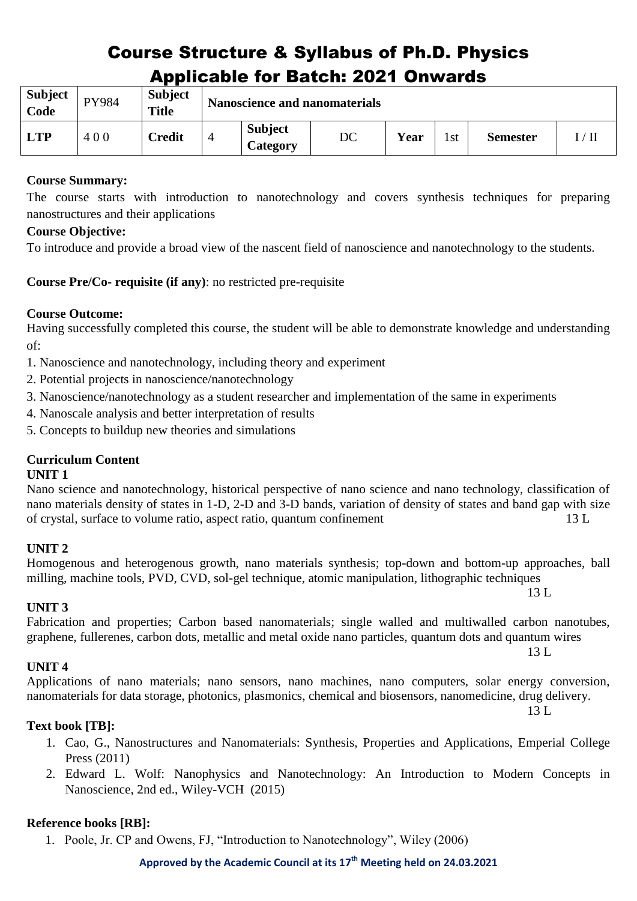# Course Structure & Syllabus of Ph.D. Physics Applicable for Batch: 2021 Onwards

| Subject Code | PY984 | Subject Title | Nanoscience and nanomaterials | | | | | |
|---|---|---|---|---|---|---|---|---|
| **LTP** | 4 0 0 | **Credit** | 4 | **Subject Category** | DC | **Year** | 1st | **Semester** | I / II |

**Course Summary:**

The course starts with introduction to nanotechnology and covers synthesis techniques for preparing nanostructures and their applications

**Course Objective:**

To introduce and provide a broad view of the nascent field of nanoscience and nanotechnology to the students.

**Course Pre/Co- requisite (if any)**: no restricted pre-requisite

**Course Outcome:**

Having successfully completed this course, the student will be able to demonstrate knowledge and understanding of:

1. Nanoscience and nanotechnology, including theory and experiment
2. Potential projects in nanoscience/nanotechnology
3. Nanoscience/nanotechnology as a student researcher and implementation of the same in experiments
4. Nanoscale analysis and better interpretation of results
5. Concepts to buildup new theories and simulations

**Curriculum Content**

**UNIT 1**

Nano science and nanotechnology, historical perspective of nano science and nano technology, classification of nano materials density of states in 1-D, 2-D and 3-D bands, variation of density of states and band gap with size of crystal, surface to volume ratio, aspect ratio, quantum confinement 13 L

**UNIT 2**

Homogenous and heterogenous growth, nano materials synthesis; top-down and bottom-up approaches, ball milling, machine tools, PVD, CVD, sol-gel technique, atomic manipulation, lithographic techniques 13 L

**UNIT 3**

Fabrication and properties; Carbon based nanomaterials; single walled and multiwalled carbon nanotubes, graphene, fullerenes, carbon dots, metallic and metal oxide nano particles, quantum dots and quantum wires 13 L

**UNIT 4**

Applications of nano materials; nano sensors, nano machines, nano computers, solar energy conversion, nanomaterials for data storage, photonics, plasmonics, chemical and biosensors, nanomedicine, drug delivery. 13 L

**Text book [TB]:**

1. Cao, G., Nanostructures and Nanomaterials: Synthesis, Properties and Applications, Emperial College Press (2011)
2. Edward L. Wolf: Nanophysics and Nanotechnology: An Introduction to Modern Concepts in Nanoscience, 2nd ed., Wiley-VCH (2015)

**Reference books [RB]:**

1. Poole, Jr. CP and Owens, FJ, "Introduction to Nanotechnology", Wiley (2006)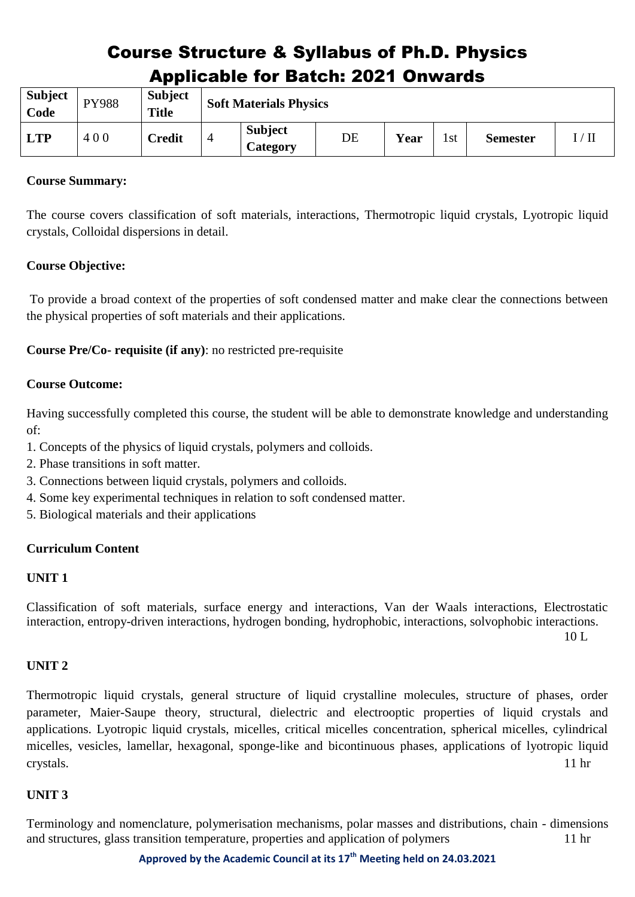# Course Structure & Syllabus of Ph.D. Physics
# Applicable for Batch: 2021 Onwards

| Subject Code | PY988 | Subject Title | Soft Materials Physics | | | | | | |
|---|---|---|---|---|---|---|---|---|---|
| **LTP** | 4 0 0 | **Credit** | 4 | **Subject Category** | DE | **Year** | 1st | **Semester** | I / II |

**Course Summary:**

The course covers classification of soft materials, interactions, Thermotropic liquid crystals, Lyotropic liquid crystals, Colloidal dispersions in detail.

**Course Objective:**

To provide a broad context of the properties of soft condensed matter and make clear the connections between the physical properties of soft materials and their applications.

**Course Pre/Co- requisite (if any)**: no restricted pre-requisite

**Course Outcome:**

Having successfully completed this course, the student will be able to demonstrate knowledge and understanding of:

1. Concepts of the physics of liquid crystals, polymers and colloids.
2. Phase transitions in soft matter.
3. Connections between liquid crystals, polymers and colloids.
4. Some key experimental techniques in relation to soft condensed matter.
5. Biological materials and their applications

**Curriculum Content**

**UNIT 1**

Classification of soft materials, surface energy and interactions, Van der Waals interactions, Electrostatic interaction, entropy-driven interactions, hydrogen bonding, hydrophobic, interactions, solvophobic interactions. 10 L

**UNIT 2**

Thermotropic liquid crystals, general structure of liquid crystalline molecules, structure of phases, order parameter, Maier-Saupe theory, structural, dielectric and electrooptic properties of liquid crystals and applications. Lyotropic liquid crystals, micelles, critical micelles concentration, spherical micelles, cylindrical micelles, vesicles, lamellar, hexagonal, sponge-like and bicontinuous phases, applications of lyotropic liquid crystals. 11 hr

**UNIT 3**

Terminology and nomenclature, polymerisation mechanisms, polar masses and distributions, chain - dimensions and structures, glass transition temperature, properties and application of polymers 11 hr

**Approved by the Academic Council at its 17th Meeting held on 24.03.2021**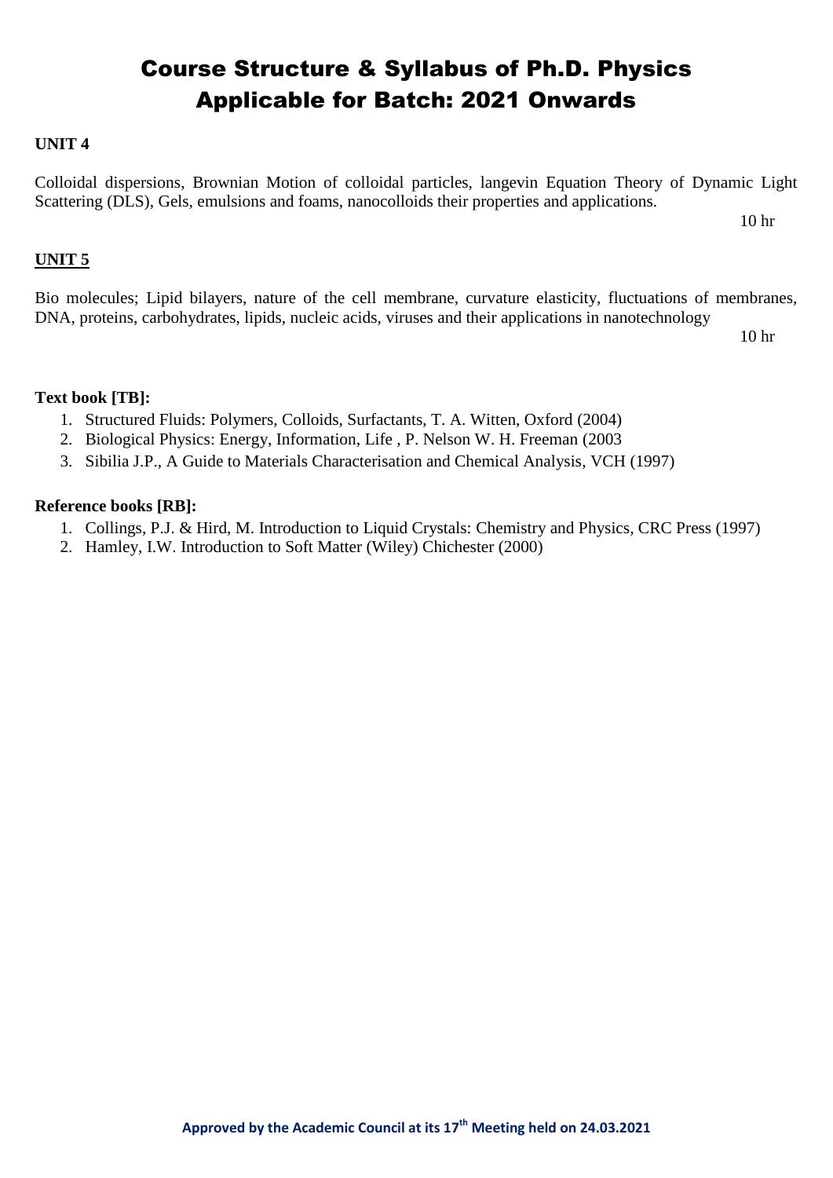**UNIT 4**

Colloidal dispersions, Brownian Motion of colloidal particles, langevin Equation Theory of Dynamic Light Scattering (DLS), Gels, emulsions and foams, nanocolloids their properties and applications.

10 hr

**UNIT 5**

Bio molecules; Lipid bilayers, nature of the cell membrane, curvature elasticity, fluctuations of membranes, DNA, proteins, carbohydrates, lipids, nucleic acids, viruses and their applications in nanotechnology

10 hr

**Text book [TB]:**

1. Structured Fluids: Polymers, Colloids, Surfactants, T. A. Witten, Oxford (2004)
2. Biological Physics: Energy, Information, Life , P. Nelson W. H. Freeman (2003
3. Sibilia J.P., A Guide to Materials Characterisation and Chemical Analysis, VCH (1997)

**Reference books [RB]:**

1. Collings, P.J. & Hird, M. Introduction to Liquid Crystals: Chemistry and Physics, CRC Press (1997)
2. Hamley, I.W. Introduction to Soft Matter (Wiley) Chichester (2000)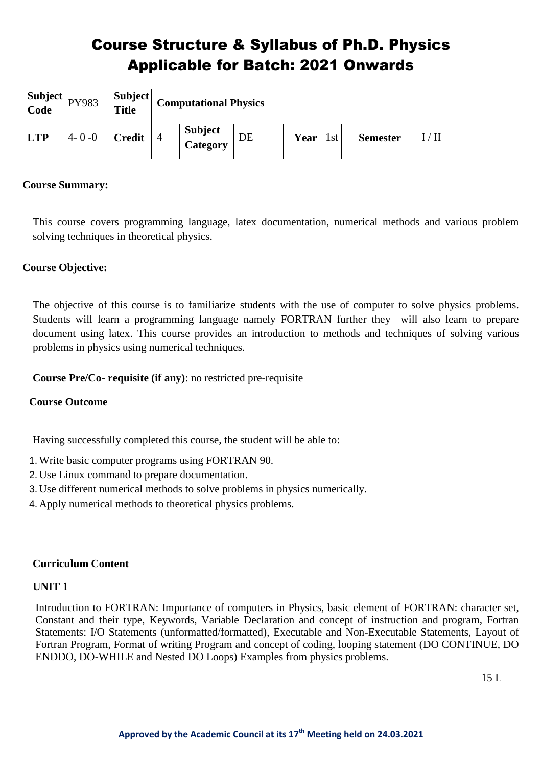# Course Structure & Syllabus of Ph.D. Physics Applicable for Batch: 2021 Onwards

| Subject Code | PY983 | Subject Title | Computational Physics | | | | | | |
|---|---|---|---|---|---|---|---|---|---|
| LTP | 4- 0 -0 | Credit | 4 | Subject Category | DE | Year | 1st | Semester | I / II |

**Course Summary:**

This course covers programming language, latex documentation, numerical methods and various problem solving techniques in theoretical physics.

**Course Objective:**

The objective of this course is to familiarize students with the use of computer to solve physics problems. Students will learn a programming language namely FORTRAN further they will also learn to prepare document using latex. This course provides an introduction to methods and techniques of solving various problems in physics using numerical techniques.

**Course Pre/Co- requisite (if any)**: no restricted pre-requisite

**Course Outcome**

Having successfully completed this course, the student will be able to:

1. Write basic computer programs using FORTRAN 90.
2. Use Linux command to prepare documentation.
3. Use different numerical methods to solve problems in physics numerically.
4. Apply numerical methods to theoretical physics problems.

**Curriculum Content**

**UNIT 1**

Introduction to FORTRAN: Importance of computers in Physics, basic element of FORTRAN: character set, Constant and their type, Keywords, Variable Declaration and concept of instruction and program, Fortran Statements: I/O Statements (unformatted/formatted), Executable and Non-Executable Statements, Layout of Fortran Program, Format of writing Program and concept of coding, looping statement (DO CONTINUE, DO ENDDO, DO-WHILE and Nested DO Loops) Examples from physics problems.

15 L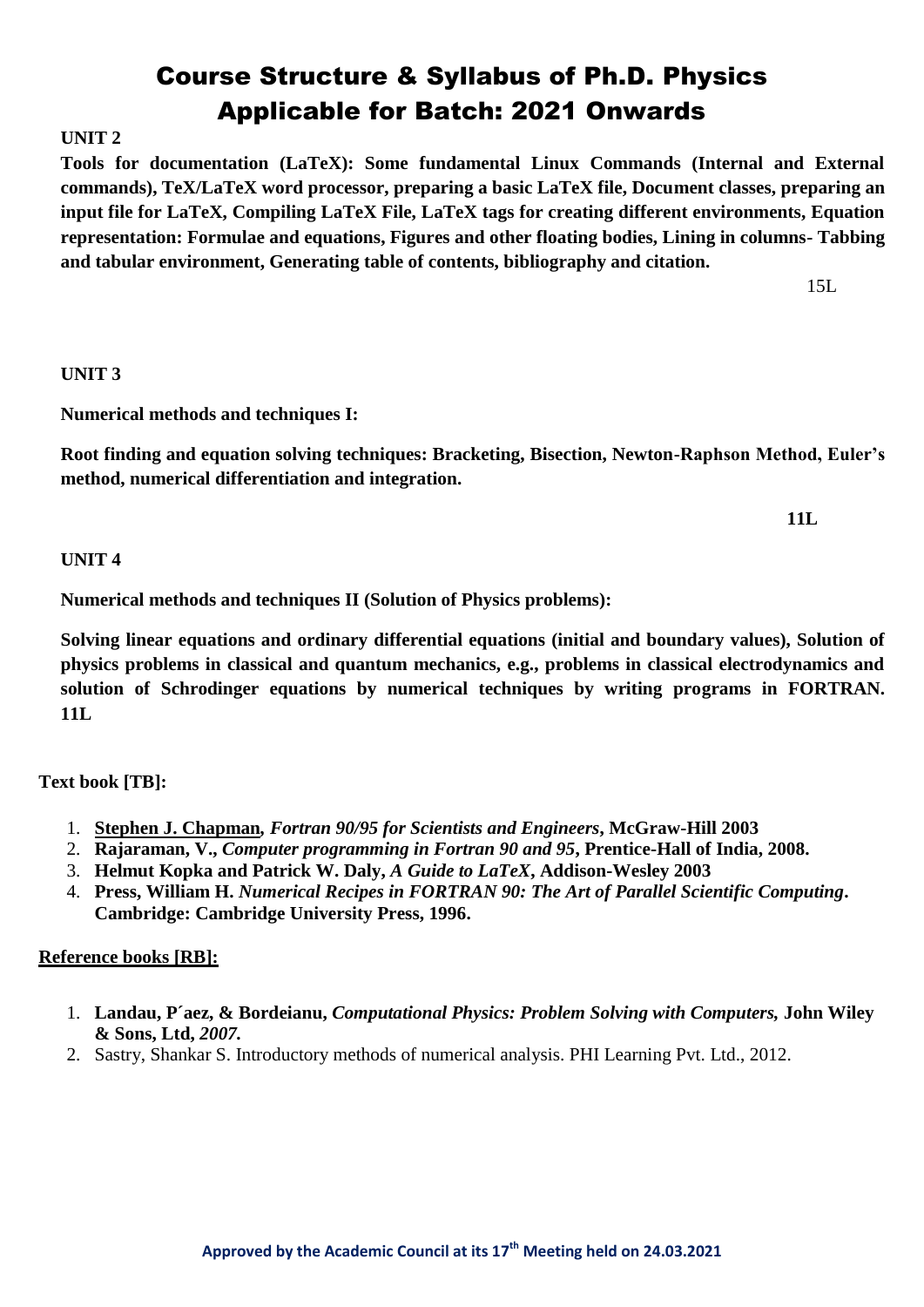**UNIT 2**

**Tools for documentation (LaTeX): Some fundamental Linux Commands (Internal and External commands), TeX/LaTeX word processor, preparing a basic LaTeX file, Document classes, preparing an input file for LaTeX, Compiling LaTeX File, LaTeX tags for creating different environments, Equation representation: Formulae and equations, Figures and other floating bodies, Lining in columns- Tabbing and tabular environment, Generating table of contents, bibliography and citation.**

15L

**UNIT 3**

**Numerical methods and techniques I:**

**Root finding and equation solving techniques: Bracketing, Bisection, Newton-Raphson Method, Euler's method, numerical differentiation and integration.**

**11L**

**UNIT 4**

**Numerical methods and techniques II (Solution of Physics problems):**

**Solving linear equations and ordinary differential equations (initial and boundary values), Solution of physics problems in classical and quantum mechanics, e.g., problems in classical electrodynamics and solution of Schrodinger equations by numerical techniques by writing programs in FORTRAN. 11L**

**Text book [TB]:**

1. **Stephen J. Chapman,** ***Fortran 90/95 for Scientists and Engineers*****, McGraw-Hill 2003**
2. **Rajaraman, V.,** ***Computer programming in Fortran 90 and 95*****, Prentice-Hall of India, 2008.**
3. **Helmut Kopka and Patrick W. Daly,** ***A Guide to LaTeX*****, Addison-Wesley 2003**
4. **Press, William H.** ***Numerical Recipes in FORTRAN 90: The Art of Parallel Scientific Computing*****. Cambridge: Cambridge University Press, 1996.**

**Reference books [RB]:**

1. **Landau, P´aez, & Bordeianu,** ***Computational Physics: Problem Solving with Computers,*** **John Wiley & Sons, Ltd,** ***2007.***
2. Sastry, Shankar S. Introductory methods of numerical analysis. PHI Learning Pvt. Ltd., 2012.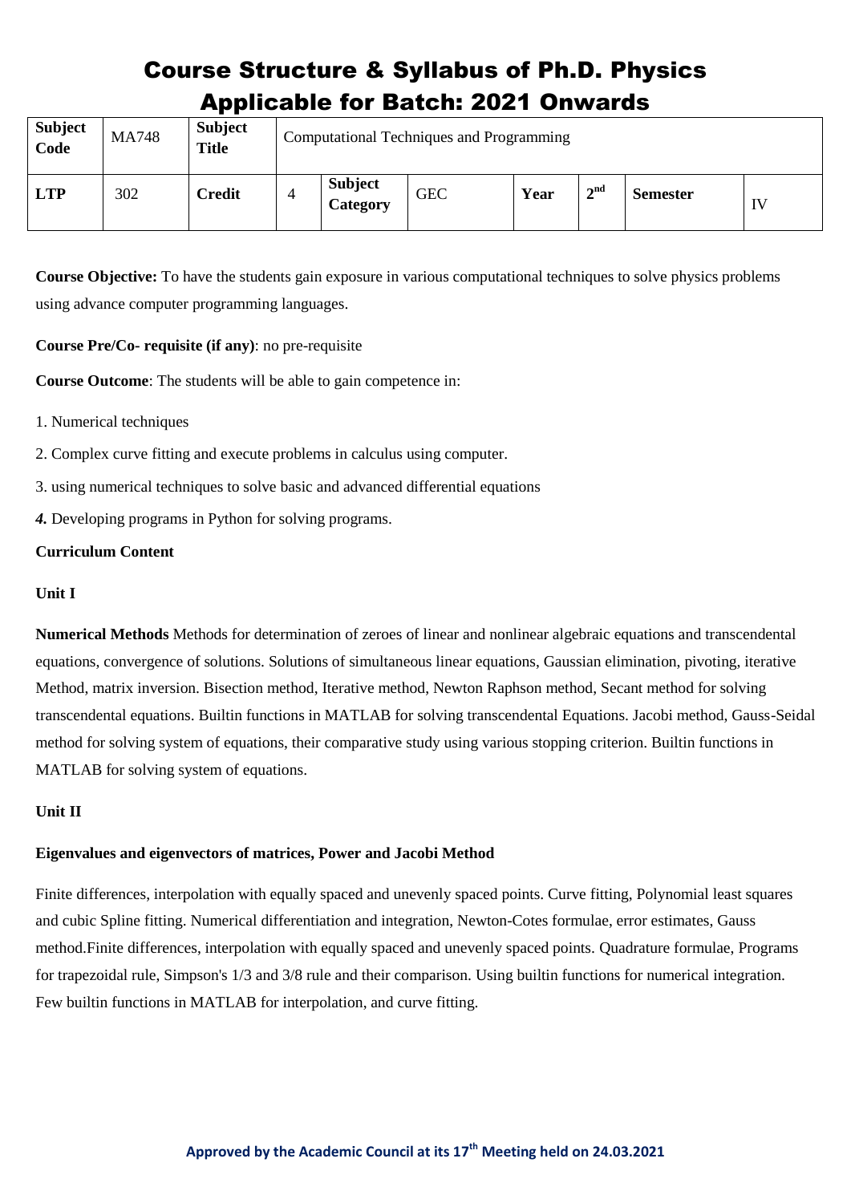# Course Structure & Syllabus of Ph.D. Physics Applicable for Batch: 2021 Onwards

| Subject Code | MA748 | Subject Title | Computational Techniques and Programming | | | | | | |
|---|---|---|---|---|---|---|---|---|---|
| LTP | 302 | Credit | 4 | Subject Category | GEC | Year | $2^{nd}$ | Semester | IV |

**Course Objective:** To have the students gain exposure in various computational techniques to solve physics problems using advance computer programming languages.

**Course Pre/Co- requisite (if any)**: no pre-requisite

**Course Outcome**: The students will be able to gain competence in:

1. Numerical techniques
2. Complex curve fitting and execute problems in calculus using computer.
3. using numerical techniques to solve basic and advanced differential equations
4. Developing programs in Python for solving programs.

**Curriculum Content**

**Unit I**

**Numerical Methods** Methods for determination of zeroes of linear and nonlinear algebraic equations and transcendental equations, convergence of solutions. Solutions of simultaneous linear equations, Gaussian elimination, pivoting, iterative Method, matrix inversion. Bisection method, Iterative method, Newton Raphson method, Secant method for solving transcendental equations. Builtin functions in MATLAB for solving transcendental Equations. Jacobi method, Gauss-Seidal method for solving system of equations, their comparative study using various stopping criterion. Builtin functions in MATLAB for solving system of equations.

**Unit II**

**Eigenvalues and eigenvectors of matrices, Power and Jacobi Method**

Finite differences, interpolation with equally spaced and unevenly spaced points. Curve fitting, Polynomial least squares and cubic Spline fitting. Numerical differentiation and integration, Newton-Cotes formulae, error estimates, Gauss method.Finite differences, interpolation with equally spaced and unevenly spaced points. Quadrature formulae, Programs for trapezoidal rule, Simpson's 1/3 and 3/8 rule and their comparison. Using builtin functions for numerical integration. Few builtin functions in MATLAB for interpolation, and curve fitting.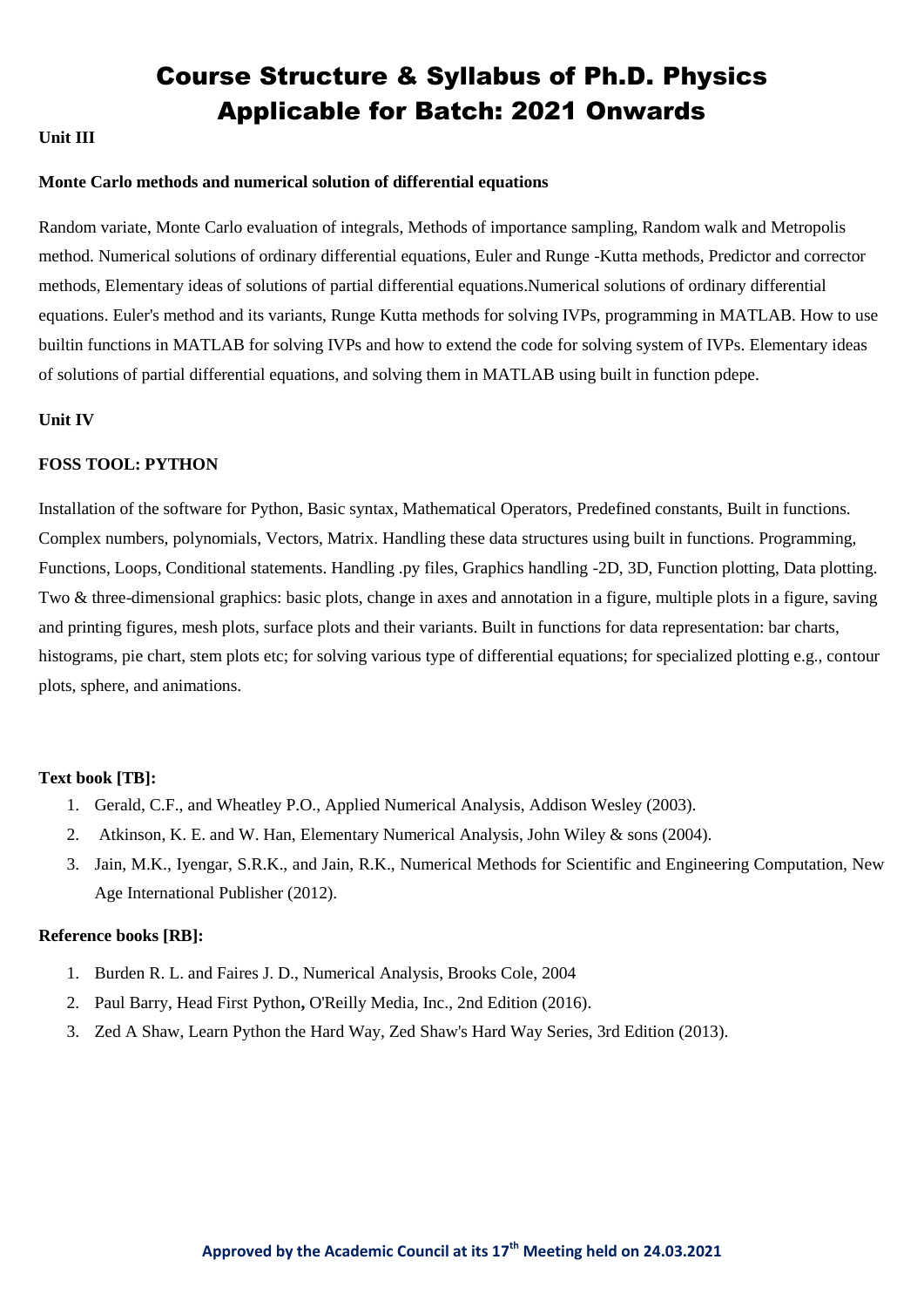**Unit III**

**Monte Carlo methods and numerical solution of differential equations**

Random variate, Monte Carlo evaluation of integrals, Methods of importance sampling, Random walk and Metropolis method. Numerical solutions of ordinary differential equations, Euler and Runge -Kutta methods, Predictor and corrector methods, Elementary ideas of solutions of partial differential equations.Numerical solutions of ordinary differential equations. Euler's method and its variants, Runge Kutta methods for solving IVPs, programming in MATLAB. How to use builtin functions in MATLAB for solving IVPs and how to extend the code for solving system of IVPs. Elementary ideas of solutions of partial differential equations, and solving them in MATLAB using built in function pdepe.

**Unit IV**

**FOSS TOOL: PYTHON**

Installation of the software for Python, Basic syntax, Mathematical Operators, Predefined constants, Built in functions. Complex numbers, polynomials, Vectors, Matrix. Handling these data structures using built in functions. Programming, Functions, Loops, Conditional statements. Handling .py files, Graphics handling -2D, 3D, Function plotting, Data plotting. Two & three-dimensional graphics: basic plots, change in axes and annotation in a figure, multiple plots in a figure, saving and printing figures, mesh plots, surface plots and their variants. Built in functions for data representation: bar charts, histograms, pie chart, stem plots etc; for solving various type of differential equations; for specialized plotting e.g., contour plots, sphere, and animations.

**Text book [TB]:**

1. Gerald, C.F., and Wheatley P.O., Applied Numerical Analysis, Addison Wesley (2003).
2. Atkinson, K. E. and W. Han, Elementary Numerical Analysis, John Wiley & sons (2004).
3. Jain, M.K., Iyengar, S.R.K., and Jain, R.K., Numerical Methods for Scientific and Engineering Computation, New Age International Publisher (2012).

**Reference books [RB]:**

1. Burden R. L. and Faires J. D., Numerical Analysis, Brooks Cole, 2004
2. Paul Barry, Head First Python, O'Reilly Media, Inc., 2nd Edition (2016).
3. Zed A Shaw, Learn Python the Hard Way, Zed Shaw's Hard Way Series, 3rd Edition (2013).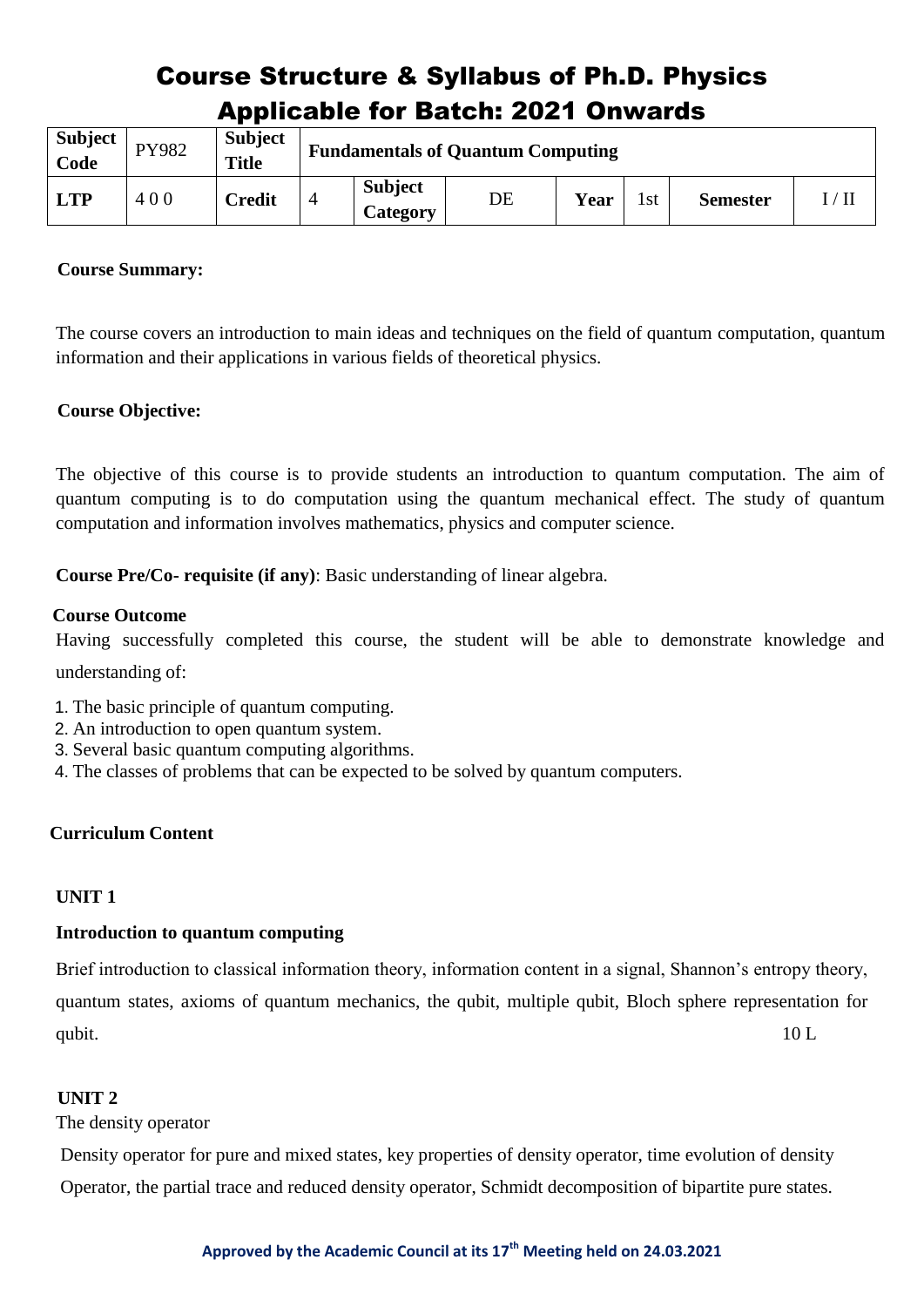# Course Structure & Syllabus of Ph.D. Physics Applicable for Batch: 2021 Onwards

| Subject Code | PY982 | Subject Title | Fundamentals of Quantum Computing | | | | | | |
|---|---|---|---|---|---|---|---|---|---|
| LTP | 4 0 0 | Credit | 4 | Subject Category | DE | Year | 1st | Semester | I / II |

**Course Summary:**

The course covers an introduction to main ideas and techniques on the field of quantum computation, quantum information and their applications in various fields of theoretical physics.

**Course Objective:**

The objective of this course is to provide students an introduction to quantum computation. The aim of quantum computing is to do computation using the quantum mechanical effect. The study of quantum computation and information involves mathematics, physics and computer science.

**Course Pre/Co- requisite (if any)**: Basic understanding of linear algebra.

**Course Outcome**

Having successfully completed this course, the student will be able to demonstrate knowledge and understanding of:

1. The basic principle of quantum computing.
2. An introduction to open quantum system.
3. Several basic quantum computing algorithms.
4. The classes of problems that can be expected to be solved by quantum computers.

**Curriculum Content**

**UNIT 1**

**Introduction to quantum computing**

Brief introduction to classical information theory, information content in a signal, Shannon's entropy theory, quantum states, axioms of quantum mechanics, the qubit, multiple qubit, Bloch sphere representation for qubit. 10 L

**UNIT 2**

The density operator

Density operator for pure and mixed states, key properties of density operator, time evolution of density Operator, the partial trace and reduced density operator, Schmidt decomposition of bipartite pure states.

**Approved by the Academic Council at its 17th Meeting held on 24.03.2021**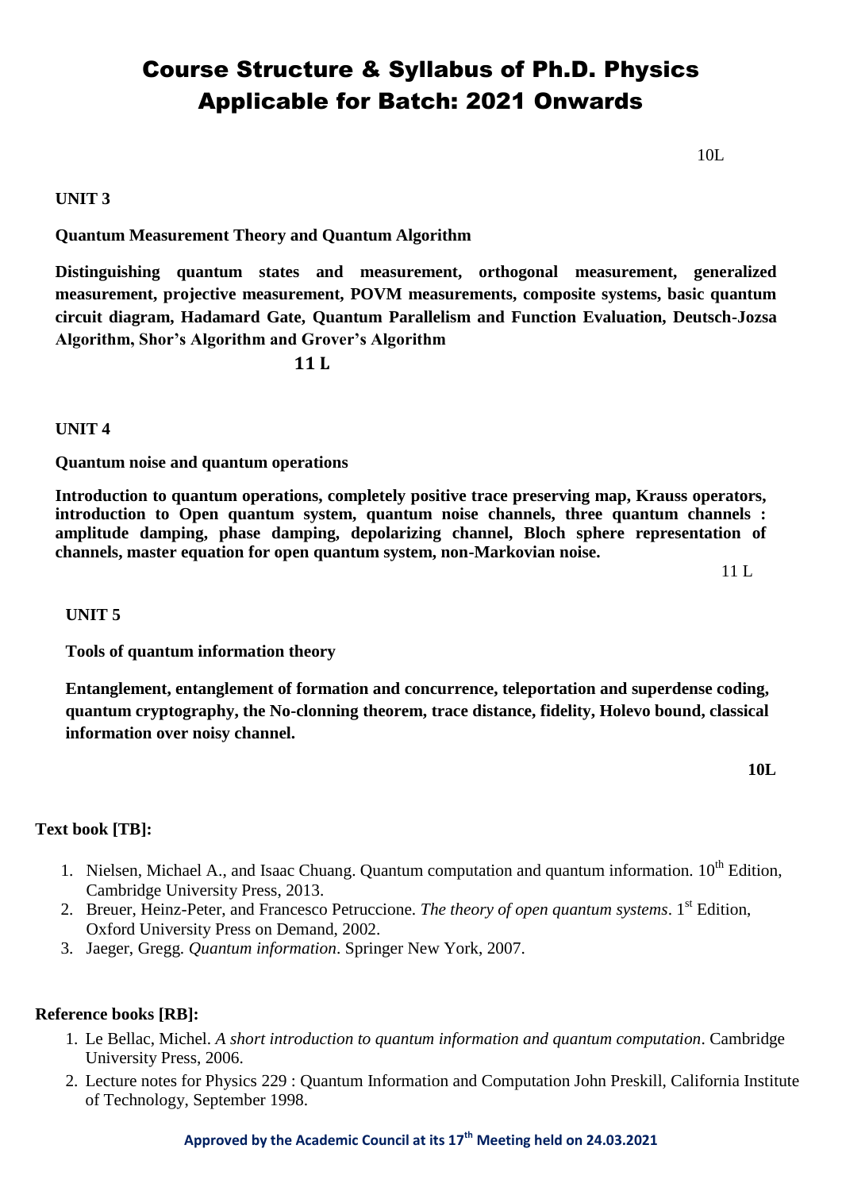10L

**UNIT 3**

**Quantum Measurement Theory and Quantum Algorithm**

**Distinguishing quantum states and measurement, orthogonal measurement, generalized measurement, projective measurement, POVM measurements, composite systems, basic quantum circuit diagram, Hadamard Gate, Quantum Parallelism and Function Evaluation, Deutsch-Jozsa Algorithm, Shor's Algorithm and Grover's Algorithm**

**11 L**

**UNIT 4**

**Quantum noise and quantum operations**

**Introduction to quantum operations, completely positive trace preserving map, Krauss operators, introduction to Open quantum system, quantum noise channels, three quantum channels : amplitude damping, phase damping, depolarizing channel, Bloch sphere representation of channels, master equation for open quantum system, non-Markovian noise.**

11 L

**UNIT 5**

**Tools of quantum information theory**

**Entanglement, entanglement of formation and concurrence, teleportation and superdense coding, quantum cryptography, the No-clonning theorem, trace distance, fidelity, Holevo bound, classical information over noisy channel.**

**10L**

**Text book [TB]:**

1. Nielsen, Michael A., and Isaac Chuang. Quantum computation and quantum information. 10th Edition, Cambridge University Press, 2013.
2. Breuer, Heinz-Peter, and Francesco Petruccione. *The theory of open quantum systems*. 1st Edition, Oxford University Press on Demand, 2002.
3. Jaeger, Gregg. *Quantum information*. Springer New York, 2007.

**Reference books [RB]:**

1. Le Bellac, Michel. *A short introduction to quantum information and quantum computation*. Cambridge University Press, 2006.
2. Lecture notes for Physics 229 : Quantum Information and Computation John Preskill, California Institute of Technology, September 1998.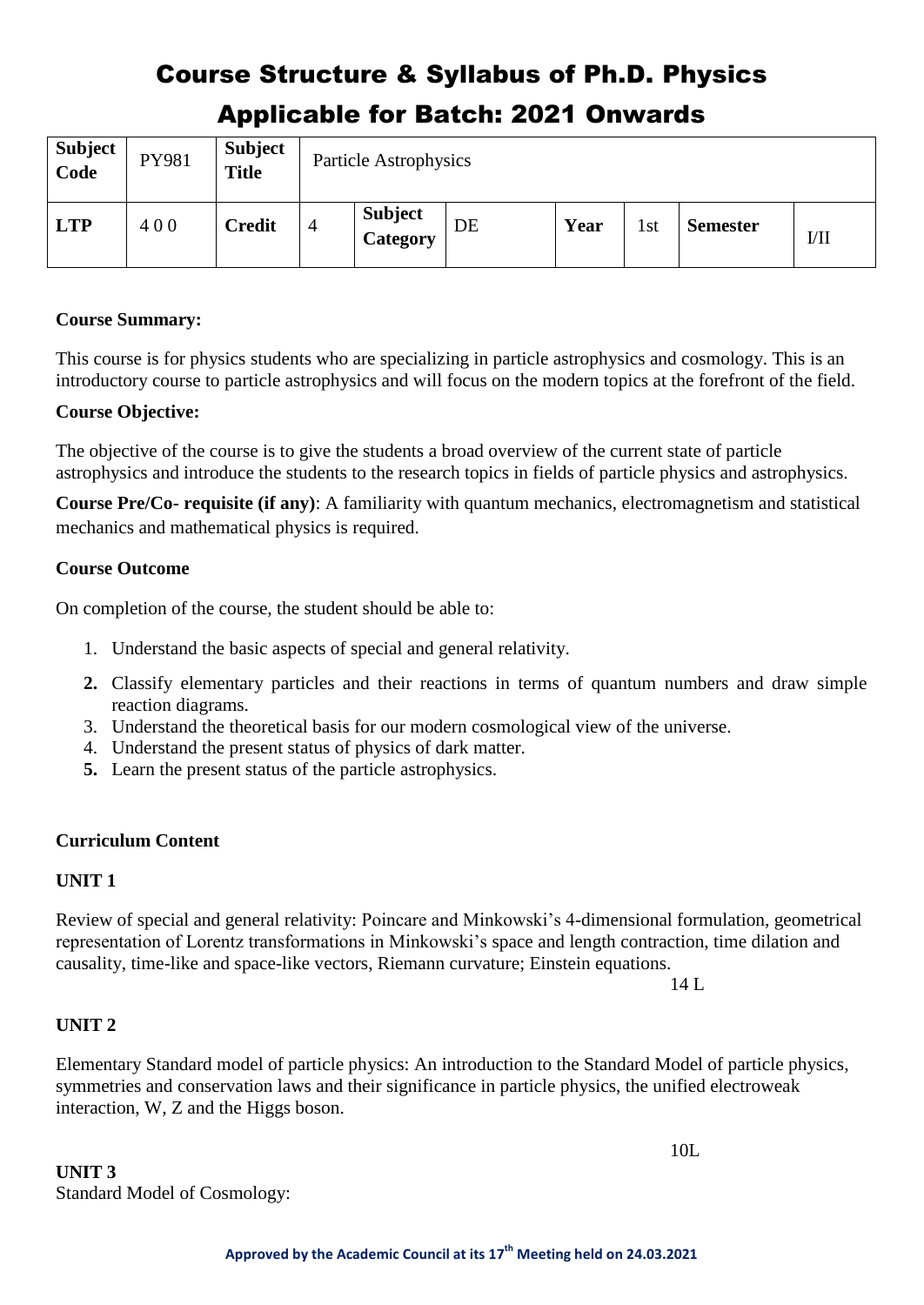# Course Structure & Syllabus of Ph.D. Physics

## Applicable for Batch: 2021 Onwards

| **Subject Code** | PY981 | **Subject Title** | Particle Astrophysics | | | | | | |
|---|---|---|---|---|---|---|---|---|---|
| **LTP** | 4 0 0 | **Credit** | 4 | **Subject Category** | DE | **Year** | 1st | **Semester** | I/II |

**Course Summary:**

This course is for physics students who are specializing in particle astrophysics and cosmology. This is an introductory course to particle astrophysics and will focus on the modern topics at the forefront of the field.

**Course Objective:**

The objective of the course is to give the students a broad overview of the current state of particle astrophysics and introduce the students to the research topics in fields of particle physics and astrophysics.

**Course Pre/Co- requisite (if any)**: A familiarity with quantum mechanics, electromagnetism and statistical mechanics and mathematical physics is required.

**Course Outcome**

On completion of the course, the student should be able to:

1. Understand the basic aspects of special and general relativity.
2. Classify elementary particles and their reactions in terms of quantum numbers and draw simple reaction diagrams.
3. Understand the theoretical basis for our modern cosmological view of the universe.
4. Understand the present status of physics of dark matter.
5. Learn the present status of the particle astrophysics.

**Curriculum Content**

**UNIT 1**

Review of special and general relativity: Poincare and Minkowski's 4-dimensional formulation, geometrical representation of Lorentz transformations in Minkowski's space and length contraction, time dilation and causality, time-like and space-like vectors, Riemann curvature; Einstein equations.

14 L

**UNIT 2**

Elementary Standard model of particle physics: An introduction to the Standard Model of particle physics, symmetries and conservation laws and their significance in particle physics, the unified electroweak interaction, W, Z and the Higgs boson.

10L

**UNIT 3**

Standard Model of Cosmology: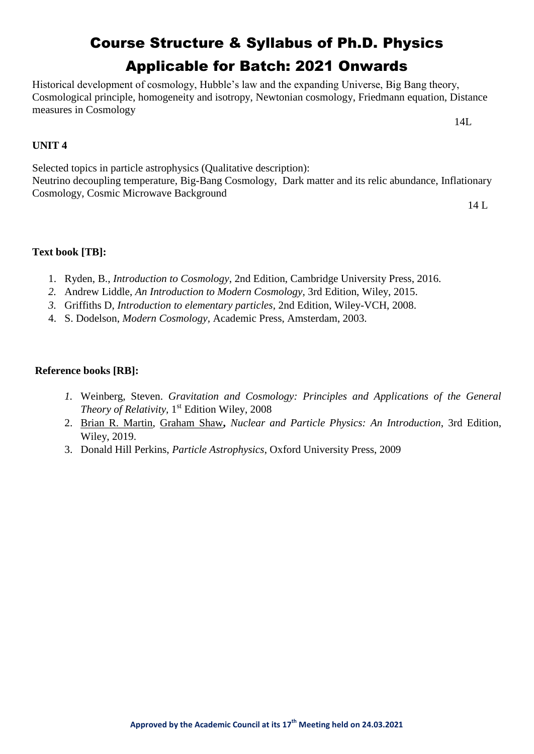Historical development of cosmology, Hubble's law and the expanding Universe, Big Bang theory, Cosmological principle, homogeneity and isotropy, Newtonian cosmology, Friedmann equation, Distance measures in Cosmology

14L

**UNIT 4**

Selected topics in particle astrophysics (Qualitative description):
Neutrino decoupling temperature, Big-Bang Cosmology, Dark matter and its relic abundance, Inflationary Cosmology, Cosmic Microwave Background

14 L

**Text book [TB]:**

1. Ryden, B., *Introduction to Cosmology*, 2nd Edition, Cambridge University Press, 2016.
2. Andrew Liddle, *An Introduction to Modern Cosmology*, 3rd Edition, Wiley, 2015.
3. Griffiths D, *Introduction to elementary particles*, 2nd Edition, Wiley-VCH, 2008.
4. S. Dodelson, *Modern Cosmology*, Academic Press, Amsterdam, 2003.

**Reference books [RB]:**

1. Weinberg, Steven. *Gravitation and Cosmology: Principles and Applications of the General Theory of Relativity*, 1st Edition Wiley, 2008
2. Brian R. Martin, Graham Shaw, *Nuclear and Particle Physics: An Introduction*, 3rd Edition, Wiley, 2019.
3. Donald Hill Perkins, *Particle Astrophysics*, Oxford University Press, 2009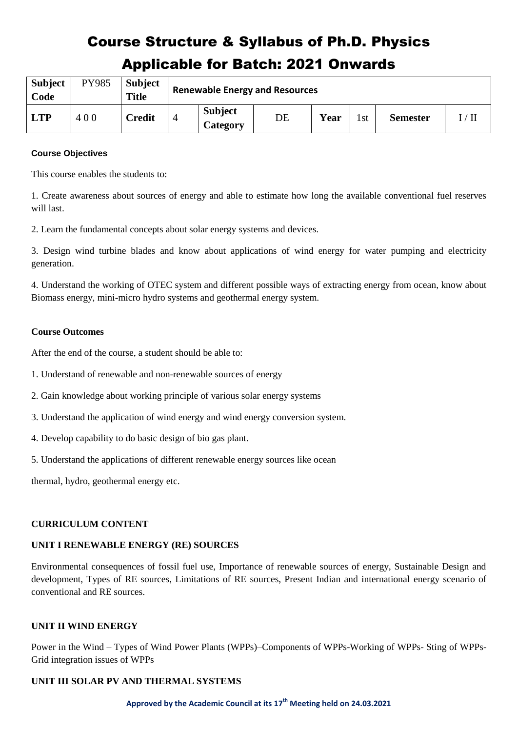# Course Structure & Syllabus of Ph.D. Physics

# Applicable for Batch: 2021 Onwards

| Subject Code | PY985 | Subject Title | Renewable Energy and Resources | | | | | | |
|---|---|---|---|---|---|---|---|---|---|
| **LTP** | 4 0 0 | **Credit** | 4 | **Subject Category** | DE | **Year** | 1st | **Semester** | I / II |

**Course Objectives**

This course enables the students to:

1. Create awareness about sources of energy and able to estimate how long the available conventional fuel reserves will last.

2. Learn the fundamental concepts about solar energy systems and devices.

3. Design wind turbine blades and know about applications of wind energy for water pumping and electricity generation.

4. Understand the working of OTEC system and different possible ways of extracting energy from ocean, know about Biomass energy, mini-micro hydro systems and geothermal energy system.

**Course Outcomes**

After the end of the course, a student should be able to:

1. Understand of renewable and non-renewable sources of energy

2. Gain knowledge about working principle of various solar energy systems

3. Understand the application of wind energy and wind energy conversion system.

4. Develop capability to do basic design of bio gas plant.

5. Understand the applications of different renewable energy sources like ocean

thermal, hydro, geothermal energy etc.

**CURRICULUM CONTENT**

**UNIT I RENEWABLE ENERGY (RE) SOURCES**

Environmental consequences of fossil fuel use, Importance of renewable sources of energy, Sustainable Design and development, Types of RE sources, Limitations of RE sources, Present Indian and international energy scenario of conventional and RE sources.

**UNIT II WIND ENERGY**

Power in the Wind – Types of Wind Power Plants (WPPs)–Components of WPPs-Working of WPPs- Sting of WPPs-Grid integration issues of WPPs

**UNIT III SOLAR PV AND THERMAL SYSTEMS**

**Approved by the Academic Council at its 17th Meeting held on 24.03.2021**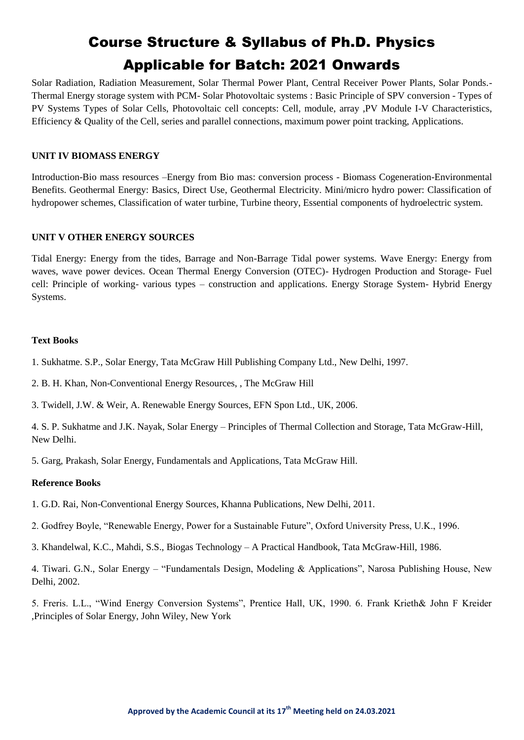Solar Radiation, Radiation Measurement, Solar Thermal Power Plant, Central Receiver Power Plants, Solar Ponds.- Thermal Energy storage system with PCM- Solar Photovoltaic systems : Basic Principle of SPV conversion - Types of PV Systems Types of Solar Cells, Photovoltaic cell concepts: Cell, module, array ,PV Module I-V Characteristics, Efficiency & Quality of the Cell, series and parallel connections, maximum power point tracking, Applications.

**UNIT IV BIOMASS ENERGY**

Introduction-Bio mass resources –Energy from Bio mas: conversion process - Biomass Cogeneration-Environmental Benefits. Geothermal Energy: Basics, Direct Use, Geothermal Electricity. Mini/micro hydro power: Classification of hydropower schemes, Classification of water turbine, Turbine theory, Essential components of hydroelectric system.

**UNIT V OTHER ENERGY SOURCES**

Tidal Energy: Energy from the tides, Barrage and Non-Barrage Tidal power systems. Wave Energy: Energy from waves, wave power devices. Ocean Thermal Energy Conversion (OTEC)- Hydrogen Production and Storage- Fuel cell: Principle of working- various types – construction and applications. Energy Storage System- Hybrid Energy Systems.

**Text Books**

1. Sukhatme. S.P., Solar Energy, Tata McGraw Hill Publishing Company Ltd., New Delhi, 1997.
2. B. H. Khan, Non-Conventional Energy Resources, , The McGraw Hill
3. Twidell, J.W. & Weir, A. Renewable Energy Sources, EFN Spon Ltd., UK, 2006.
4. S. P. Sukhatme and J.K. Nayak, Solar Energy – Principles of Thermal Collection and Storage, Tata McGraw-Hill, New Delhi.
5. Garg, Prakash, Solar Energy, Fundamentals and Applications, Tata McGraw Hill.

**Reference Books**

1. G.D. Rai, Non-Conventional Energy Sources, Khanna Publications, New Delhi, 2011.
2. Godfrey Boyle, "Renewable Energy, Power for a Sustainable Future", Oxford University Press, U.K., 1996.
3. Khandelwal, K.C., Mahdi, S.S., Biogas Technology – A Practical Handbook, Tata McGraw-Hill, 1986.
4. Tiwari. G.N., Solar Energy – "Fundamentals Design, Modeling & Applications", Narosa Publishing House, New Delhi, 2002.
5. Freris. L.L., "Wind Energy Conversion Systems", Prentice Hall, UK, 1990. 6. Frank Krieth& John F Kreider ,Principles of Solar Energy, John Wiley, New York